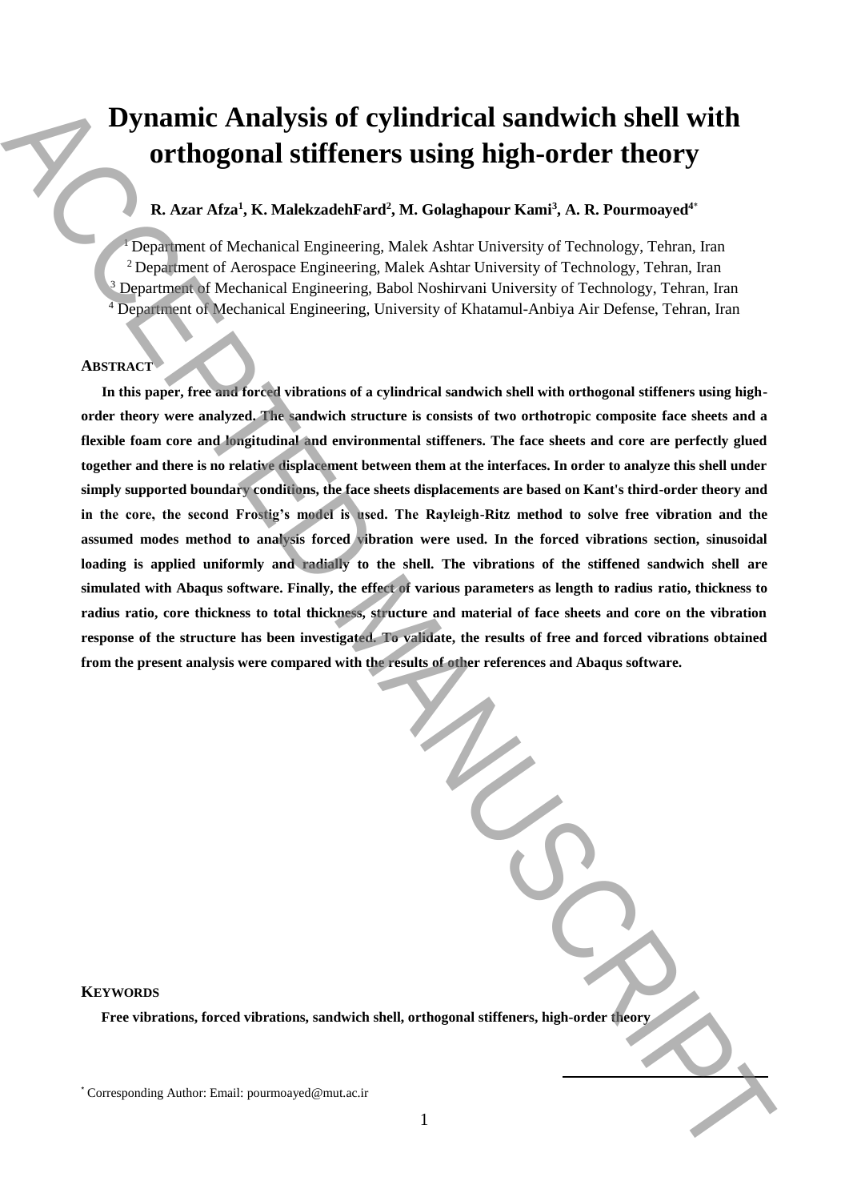# Dynamic Analysis of cylindrical sandwich shell with orthogonal stiffeners using high-order theory

**R. Azar Afza[1], K. MalekzadehFard[2], M. Golaghapour Kami[3], A. R. Pourmoayed[4*]**

[1] Department of Mechanical Engineering, Malek Ashtar University of Technology, Tehran, Iran
[2] Department of Aerospace Engineering, Malek Ashtar University of Technology, Tehran, Iran
[3] Department of Mechanical Engineering, Babol Noshirvani University of Technology, Tehran, Iran
[4] Department of Mechanical Engineering, University of Khatamul-Anbiya Air Defense, Tehran, Iran

## ABSTRACT

**In this paper, free and forced vibrations of a cylindrical sandwich shell with orthogonal stiffeners using high-order theory were analyzed. The sandwich structure is consists of two orthotropic composite face sheets and a flexible foam core and longitudinal and environmental stiffeners. The face sheets and core are perfectly glued together and there is no relative displacement between them at the interfaces. In order to analyze this shell under simply supported boundary conditions, the face sheets displacements are based on Kant's third-order theory and in the core, the second Frostig's model is used. The Rayleigh-Ritz method to solve free vibration and the assumed modes method to analysis forced vibration were used. In the forced vibrations section, sinusoidal loading is applied uniformly and radially to the shell. The vibrations of the stiffened sandwich shell are simulated with Abaqus software. Finally, the effect of various parameters as length to radius ratio, thickness to radius ratio, core thickness to total thickness, structure and material of face sheets and core on the vibration response of the structure has been investigated. To validate, the results of free and forced vibrations obtained from the present analysis were compared with the results of other references and Abaqus software.**

## KEYWORDS

**Free vibrations, forced vibrations, sandwich shell, orthogonal stiffeners, high-order theory**

[*] Corresponding Author: Email: pourmoayed@mut.ac.ir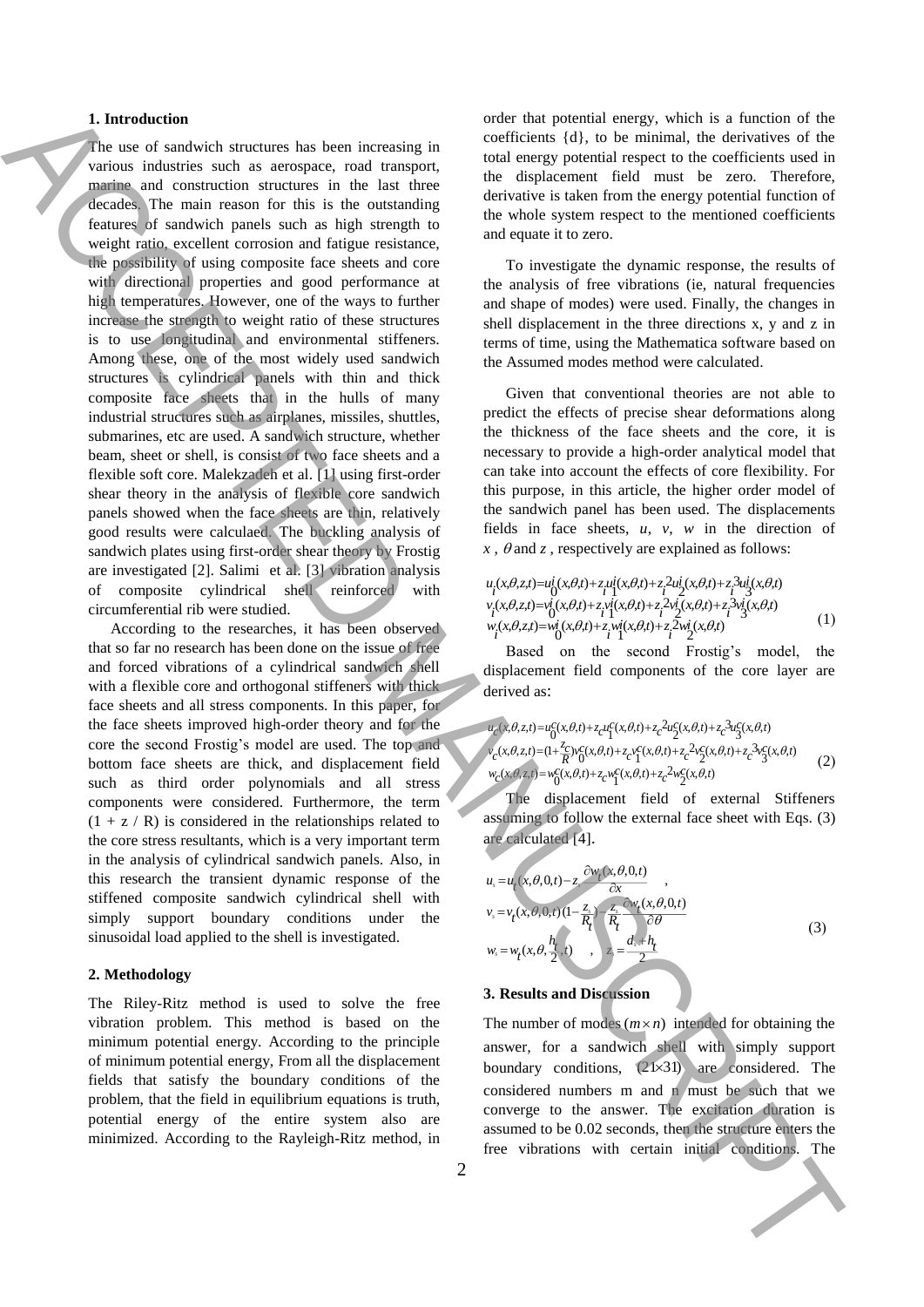## 1. Introduction

The use of sandwich structures has been increasing in various industries such as aerospace, road transport, marine and construction structures in the last three decades. The main reason for this is the outstanding features of sandwich panels such as high strength to weight ratio, excellent corrosion and fatigue resistance, the possibility of using composite face sheets and core with directional properties and good performance at high temperatures. However, one of the ways to further increase the strength to weight ratio of these structures is to use longitudinal and environmental stiffeners. Among these, one of the most widely used sandwich structures is cylindrical panels with thin and thick composite face sheets that in the hulls of many industrial structures such as airplanes, missiles, shuttles, submarines, etc are used. A sandwich structure, whether beam, sheet or shell, is consist of two face sheets and a flexible soft core. Malekzadeh et al. [1] using first-order shear theory in the analysis of flexible core sandwich panels showed when the face sheets are thin, relatively good results were calculaed. The buckling analysis of sandwich plates using first-order shear theory by Frostig are investigated [2]. Salimi et al. [3] vibration analysis of composite cylindrical shell reinforced with circumferential rib were studied.

According to the researches, it has been observed that so far no research has been done on the issue of free and forced vibrations of a cylindrical sandwich shell with a flexible core and orthogonal stiffeners with thick face sheets and all stress components. In this paper, for the face sheets improved high-order theory and for the core the second Frostig's model are used. The top and bottom face sheets are thick, and displacement field such as third order polynomials and all stress components were considered. Furthermore, the term $(1 + z / R)$ is considered in the relationships related to the core stress resultants, which is a very important term in the analysis of cylindrical sandwich panels. Also, in this research the transient dynamic response of the stiffened composite sandwich cylindrical shell with simply support boundary conditions under the sinusoidal load applied to the shell is investigated.

## 2. Methodology

The Riley-Ritz method is used to solve the free vibration problem. This method is based on the minimum potential energy. According to the principle of minimum potential energy, From all the displacement fields that satisfy the boundary conditions of the problem, that the field in equilibrium equations is truth, potential energy of the entire system also are minimized. According to the Rayleigh-Ritz method, in order that potential energy, which is a function of the coefficients {d}, to be minimal, the derivatives of the total energy potential respect to the coefficients used in the displacement field must be zero. Therefore, derivative is taken from the energy potential function of the whole system respect to the mentioned coefficients and equate it to zero.

To investigate the dynamic response, the results of the analysis of free vibrations (ie, natural frequencies and shape of modes) were used. Finally, the changes in shell displacement in the three directions x, y and z in terms of time, using the Mathematica software based on the Assumed modes method were calculated.

Given that conventional theories are not able to predict the effects of precise shear deformations along the thickness of the face sheets and the core, it is necessary to provide a high-order analytical model that can take into account the effects of core flexibility. For this purpose, in this article, the higher order model of the sandwich panel has been used. The displacements fields in face sheets, $u$, $v$, $w$ in the direction of $x$, $\theta$ and $z$, respectively are explained as follows:

$$
\begin{aligned}
u_i(x,\theta,z,t) &= u_0^i(x,\theta,t) + z_i u_1^i(x,\theta,t) + z_i^2 u_2^i(x,\theta,t) + z_i^3 u_3^i(x,\theta,t) \\
v_i(x,\theta,z,t) &= v_0^i(x,\theta,t) + z_i v_1^i(x,\theta,t) + z_i^2 v_2^i(x,\theta,t) + z_i^3 v_3^i(x,\theta,t) \\
w_i(x,\theta,z,t) &= w_0^i(x,\theta,t) + z_i w_1^i(x,\theta,t) + z_i^2 w_2^i(x,\theta,t)
\end{aligned}
\tag{1}
$$

Based on the second Frostig's model, the displacement field components of the core layer are derived as:

$$
\begin{aligned}
u_c(x,\theta,z,t) &= u_0^c(x,\theta,t) + z_c u_1^c(x,\theta,t) + z_c^2 u_2^c(x,\theta,t) + z_c^3 u_3^c(x,\theta,t) \\
v_c(x,\theta,z,t) &= (1+\frac{z_c}{R}) v_0^c(x,\theta,t) + z_c v_1^c(x,\theta,t) + z_c^2 v_2^c(x,\theta,t) + z_c^3 v_3^c(x,\theta,t) \\
w_c(x,\theta,z,t) &= w_0^c(x,\theta,t) + z_c w_1^c(x,\theta,t) + z_c^2 w_2^c(x,\theta,t)
\end{aligned}
\tag{2}
$$

The displacement field of external Stiffeners assuming to follow the external face sheet with Eqs. (3) are calculated [4].

$$
\begin{aligned}
u_s &= u_t(x,\theta,0,t) - z_s \frac{\partial w_t(x,\theta,0,t)}{\partial x} \quad , \\
v_s &= v_t(x,\theta,0,t)(1-\frac{z_s}{R_t}) - \frac{z_s}{R_t}\frac{\partial w_t(x,\theta,0,t)}{\partial \theta} \\
w_s &= w_t(x,\theta,\frac{h_t}{2},t) \quad , \quad z_s = \frac{d_s + h_t}{2}
\end{aligned}
\tag{3}
$$

## 3. Results and Discussion

The number of modes $(m \times n)$ intended for obtaining the answer, for a sandwich shell with simply support boundary conditions, $(21 \times 31)$ are considered. The considered numbers m and n must be such that we converge to the answer. The excitation duration is assumed to be 0.02 seconds, then the structure enters the free vibrations with certain initial conditions. The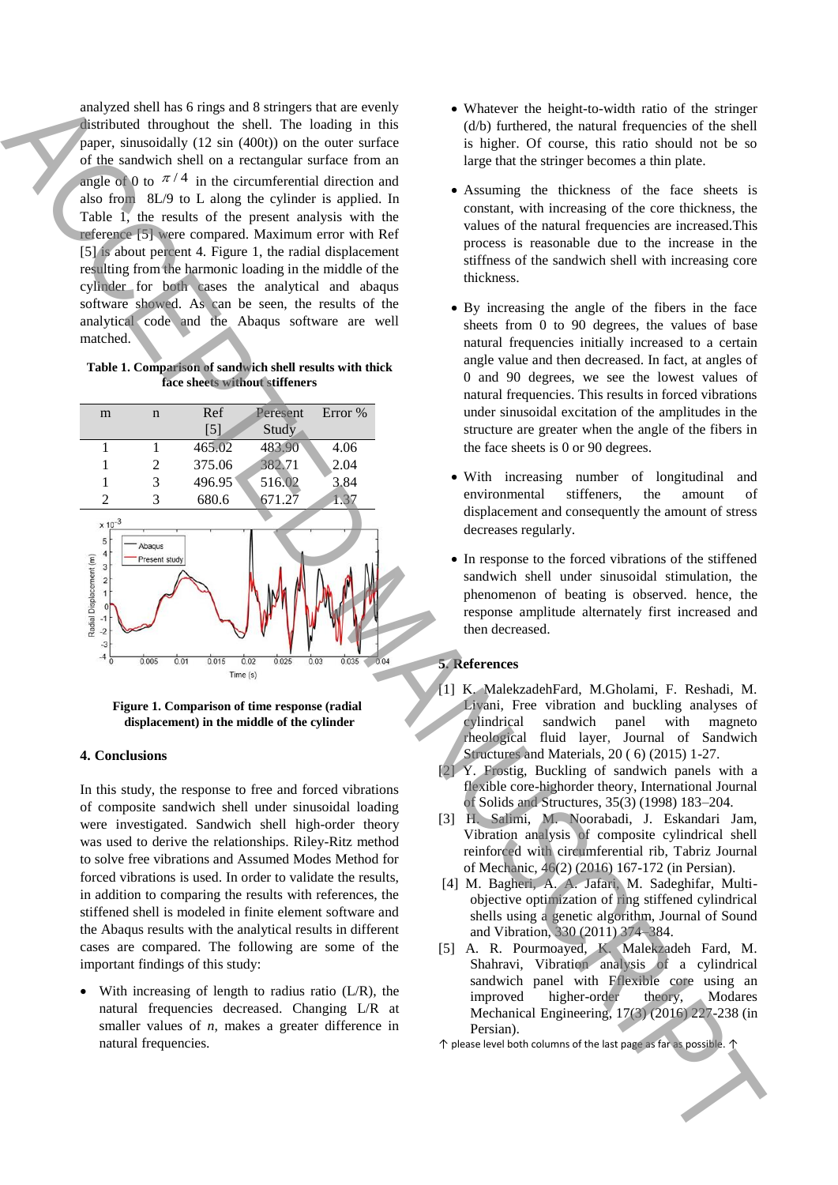analyzed shell has 6 rings and 8 stringers that are evenly distributed throughout the shell. The loading in this paper, sinusoidally (12 sin (400t)) on the outer surface of the sandwich shell on a rectangular surface from an angle of 0 to $\pi/4$ in the circumferential direction and also from 8L/9 to L along the cylinder is applied. In Table 1, the results of the present analysis with the reference [5] were compared. Maximum error with Ref [5] is about percent 4. Figure 1, the radial displacement resulting from the harmonic loading in the middle of the cylinder for both cases the analytical and abaqus software showed. As can be seen, the results of the analytical code and the Abaqus software are well matched.

**Table 1. Comparison of sandwich shell results with thick face sheets without stiffeners**

| m | n | Ref [5] | Peresent Study | Error % |
|---|---|---|---|---|
| 1 | 1 | 465.02 | 483.90 | 4.06 |
| 1 | 2 | 375.06 | 382.71 | 2.04 |
| 1 | 3 | 496.95 | 516.02 | 3.84 |
| 2 | 3 | 680.6 | 671.27 | 1.37 |

x 10^-3
Abaqus
Present study
Radial Displacement (m)
Time (s)
5
4
3
2
1
0
-1
-2
-3
-4
0
0.005
0.01
0.015
0.02
0.025
0.03
0.035
0.04

**Figure 1. Comparison of time response (radial displacement) in the middle of the cylinder**

## 4. Conclusions

In this study, the response to free and forced vibrations of composite sandwich shell under sinusoidal loading were investigated. Sandwich shell high-order theory was used to derive the relationships. Riley-Ritz method to solve free vibrations and Assumed Modes Method for forced vibrations is used. In order to validate the results, in addition to comparing the results with references, the stiffened shell is modeled in finite element software and the Abaqus results with the analytical results in different cases are compared. The following are some of the important findings of this study:

- With increasing of length to radius ratio (L/R), the natural frequencies decreased. Changing L/R at smaller values of *n*, makes a greater difference in natural frequencies.
- Whatever the height-to-width ratio of the stringer (d/b) furthered, the natural frequencies of the shell is higher. Of course, this ratio should not be so large that the stringer becomes a thin plate.
- Assuming the thickness of the face sheets is constant, with increasing of the core thickness, the values of the natural frequencies are increased.This process is reasonable due to the increase in the stiffness of the sandwich shell with increasing core thickness.
- By increasing the angle of the fibers in the face sheets from 0 to 90 degrees, the values of base natural frequencies initially increased to a certain angle value and then decreased. In fact, at angles of 0 and 90 degrees, we see the lowest values of natural frequencies. This results in forced vibrations under sinusoidal excitation of the amplitudes in the structure are greater when the angle of the fibers in the face sheets is 0 or 90 degrees.
- With increasing number of longitudinal and environmental stiffeners, the amount of displacement and consequently the amount of stress decreases regularly.
- In response to the forced vibrations of the stiffened sandwich shell under sinusoidal stimulation, the phenomenon of beating is observed. hence, the response amplitude alternately first increased and then decreased.

## 5. References

[1] K. MalekzadehFard, M.Gholami, F. Reshadi, M. Livani, Free vibration and buckling analyses of cylindrical sandwich panel with magneto rheological fluid layer, Journal of Sandwich Structures and Materials, 20 ( 6) (2015) 1-27.

[2] Y. Frostig, Buckling of sandwich panels with a flexible core-highorder theory, International Journal of Solids and Structures, 35(3) (1998) 183–204.

[3] H. Salimi, M. Noorabadi, J. Eskandari Jam, Vibration analysis of composite cylindrical shell reinforced with circumferential rib, Tabriz Journal of Mechanic, 46(2) (2016) 167-172 (in Persian).

[4] M. Bagheri, A. A. Jafari, M. Sadeghifar, Multi-objective optimization of ring stiffened cylindrical shells using a genetic algorithm, Journal of Sound and Vibration, 330 (2011) 374–384.

[5] A. R. Pourmoayed, K. Malekzadeh Fard, M. Shahravi, Vibration analysis of a cylindrical sandwich panel with Fflexible core using an improved higher-order theory, Modares Mechanical Engineering, 17(3) (2016) 227-238 (in Persian).

↑ please level both columns of the last page as far as possible. ↑